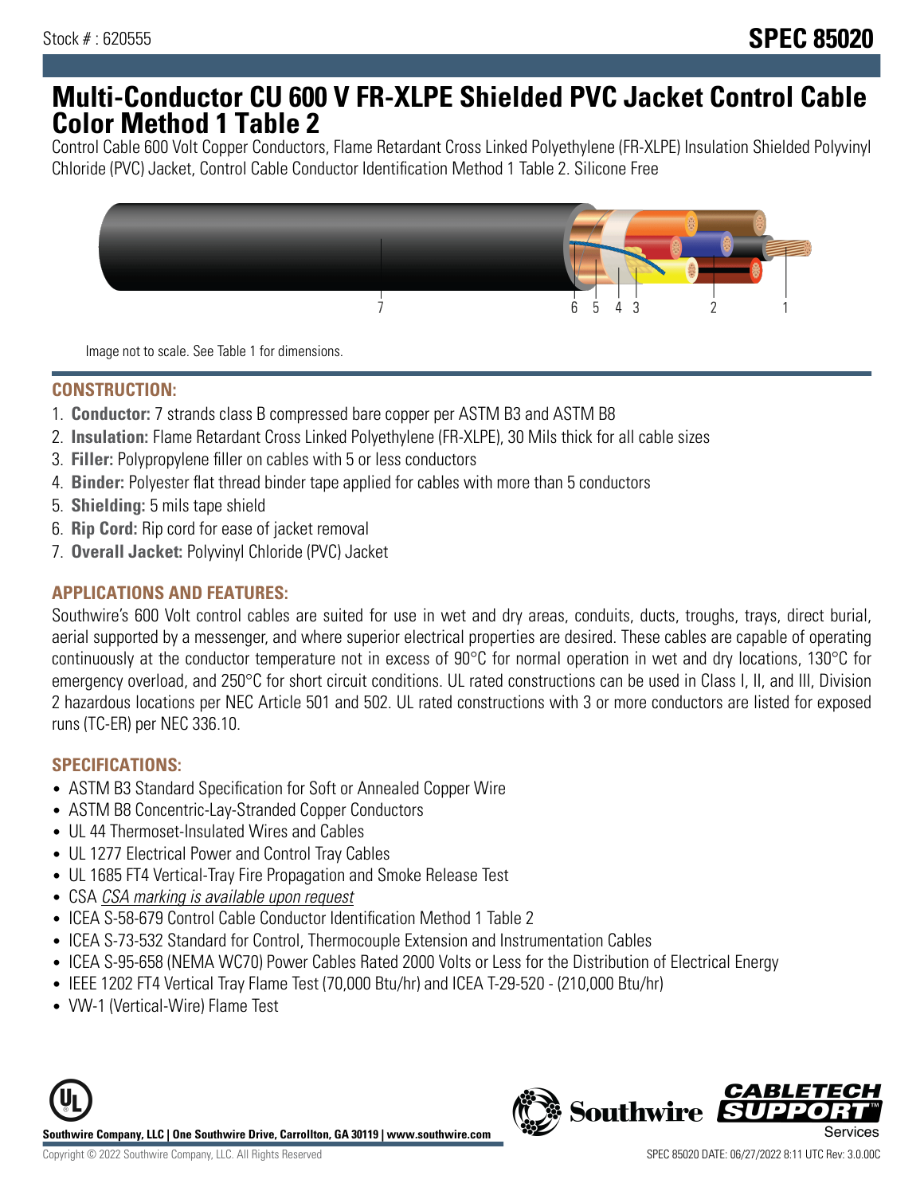Stock # : 620555

# SPEC 85020

# Multi-Conductor CU 600 V FR-XLPE Shielded PVC Jacket Control Cable Color Method 1 Table 2

Control Cable 600 Volt Copper Conductors, Flame Retardant Cross Linked Polyethylene (FR-XLPE) Insulation Shielded Polyvinyl Chloride (PVC) Jacket, Control Cable Conductor Identification Method 1 Table 2. Silicone Free

Image not to scale. See Table 1 for dimensions.

## CONSTRUCTION:

1. **Conductor:** 7 strands class B compressed bare copper per ASTM B3 and ASTM B8
2. **Insulation:** Flame Retardant Cross Linked Polyethylene (FR-XLPE), 30 Mils thick for all cable sizes
3. **Filler:** Polypropylene filler on cables with 5 or less conductors
4. **Binder:** Polyester flat thread binder tape applied for cables with more than 5 conductors
5. **Shielding:** 5 mils tape shield
6. **Rip Cord:** Rip cord for ease of jacket removal
7. **Overall Jacket:** Polyvinyl Chloride (PVC) Jacket

## APPLICATIONS AND FEATURES:

Southwire's 600 Volt control cables are suited for use in wet and dry areas, conduits, ducts, troughs, trays, direct burial, aerial supported by a messenger, and where superior electrical properties are desired. These cables are capable of operating continuously at the conductor temperature not in excess of 90°C for normal operation in wet and dry locations, 130°C for emergency overload, and 250°C for short circuit conditions. UL rated constructions can be used in Class I, II, and III, Division 2 hazardous locations per NEC Article 501 and 502. UL rated constructions with 3 or more conductors are listed for exposed runs (TC-ER) per NEC 336.10.

## SPECIFICATIONS:

- ASTM B3 Standard Specification for Soft or Annealed Copper Wire
- ASTM B8 Concentric-Lay-Stranded Copper Conductors
- UL 44 Thermoset-Insulated Wires and Cables
- UL 1277 Electrical Power and Control Tray Cables
- UL 1685 FT4 Vertical-Tray Fire Propagation and Smoke Release Test
- CSA *CSA marking is available upon request*
- ICEA S-58-679 Control Cable Conductor Identification Method 1 Table 2
- ICEA S-73-532 Standard for Control, Thermocouple Extension and Instrumentation Cables
- ICEA S-95-658 (NEMA WC70) Power Cables Rated 2000 Volts or Less for the Distribution of Electrical Energy
- IEEE 1202 FT4 Vertical Tray Flame Test (70,000 Btu/hr) and ICEA T-29-520 - (210,000 Btu/hr)
- VW-1 (Vertical-Wire) Flame Test

**Southwire Company, LLC | One Southwire Drive, Carrollton, GA 30119 | www.southwire.com**

Copyright © 2022 Southwire Company, LLC. All Rights Reserved

SPEC 85020 DATE: 06/27/2022 8:11 UTC Rev: 3.0.00C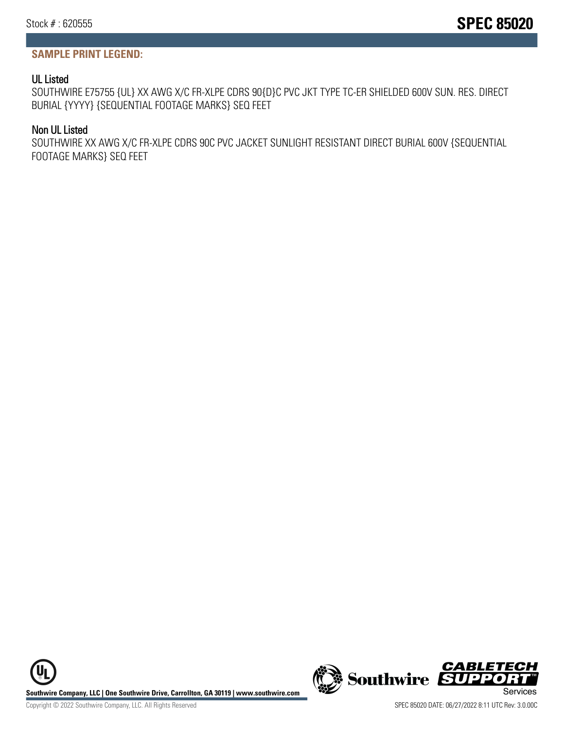## SAMPLE PRINT LEGEND:

### UL Listed

SOUTHWIRE E75755 {UL} XX AWG X/C FR-XLPE CDRS 90{D}C PVC JKT TYPE TC-ER SHIELDED 600V SUN. RES. DIRECT BURIAL {YYYY} {SEQUENTIAL FOOTAGE MARKS} SEQ FEET

### Non UL Listed

SOUTHWIRE XX AWG X/C FR-XLPE CDRS 90C PVC JACKET SUNLIGHT RESISTANT DIRECT BURIAL 600V {SEQUENTIAL FOOTAGE MARKS} SEQ FEET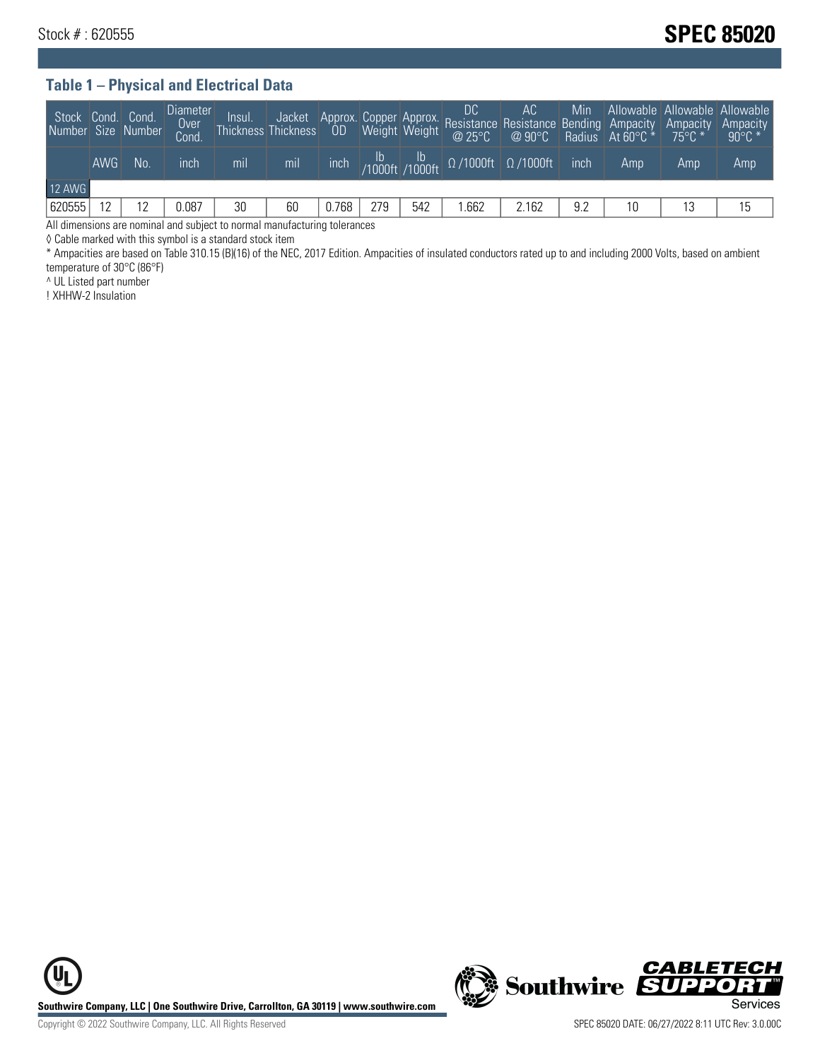### Table 1 – Physical and Electrical Data

| Stock Number | Cond. Size | Cond. Number | Diameter Over Cond. | Insul. Thickness | Jacket Thickness | Approx. OD | Copper Weight | Approx. Weight | DC Resistance @ 25°C | AC Resistance @ 90°C | Min Bending Radius | Allowable Ampacity At 60°C * | Allowable Ampacity 75°C * | Allowable Ampacity 90°C * |
|---|---|---|---|---|---|---|---|---|---|---|---|---|---|---|
| | AWG | No. | inch | mil | mil | inch | lb /1000ft | lb /1000ft | Ω /1000ft | Ω /1000ft | inch | Amp | Amp | Amp |
| 12 AWG | | | | | | | | | | | | | | |
| 620555 | 12 | 12 | 0.087 | 30 | 60 | 0.768 | 279 | 542 | 1.662 | 2.162 | 9.2 | 10 | 13 | 15 |

All dimensions are nominal and subject to normal manufacturing tolerances

◊ Cable marked with this symbol is a standard stock item

* Ampacities are based on Table 310.15 (B)(16) of the NEC, 2017 Edition. Ampacities of insulated conductors rated up to and including 2000 Volts, based on ambient temperature of 30°C (86°F)

^ UL Listed part number

! XHHW-2 Insulation